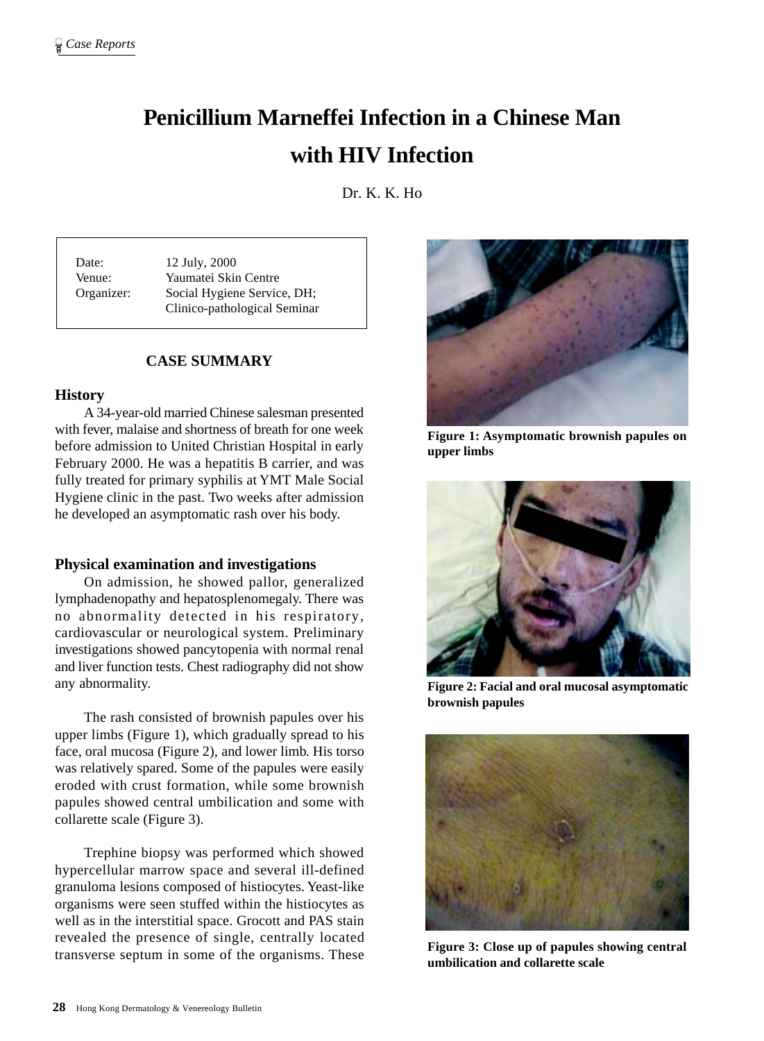# Penicillium Marneffei Infection in a Chinese Man with HIV Infection

Dr. K. K. Ho

| | |
|---|---|
| Date: | 12 July, 2000 |
| Venue: | Yaumatei Skin Centre |
| Organizer: | Social Hygiene Service, DH; Clinico-pathological Seminar |

## CASE SUMMARY

### History

A 34-year-old married Chinese salesman presented with fever, malaise and shortness of breath for one week before admission to United Christian Hospital in early February 2000. He was a hepatitis B carrier, and was fully treated for primary syphilis at YMT Male Social Hygiene clinic in the past. Two weeks after admission he developed an asymptomatic rash over his body.

### Physical examination and investigations

On admission, he showed pallor, generalized lymphadenopathy and hepatosplenomegaly. There was no abnormality detected in his respiratory, cardiovascular or neurological system. Preliminary investigations showed pancytopenia with normal renal and liver function tests. Chest radiography did not show any abnormality.

The rash consisted of brownish papules over his upper limbs (Figure 1), which gradually spread to his face, oral mucosa (Figure 2), and lower limb. His torso was relatively spared. Some of the papules were easily eroded with crust formation, while some brownish papules showed central umbilication and some with collarette scale (Figure 3).

Trephine biopsy was performed which showed hypercellular marrow space and several ill-defined granuloma lesions composed of histiocytes. Yeast-like organisms were seen stuffed within the histiocytes as well as in the interstitial space. Grocott and PAS stain revealed the presence of single, centrally located transverse septum in some of the organisms. These

**Figure 1: Asymptomatic brownish papules on upper limbs**

**Figure 2: Facial and oral mucosal asymptomatic brownish papules**

**Figure 3: Close up of papules showing central umbilication and collarette scale**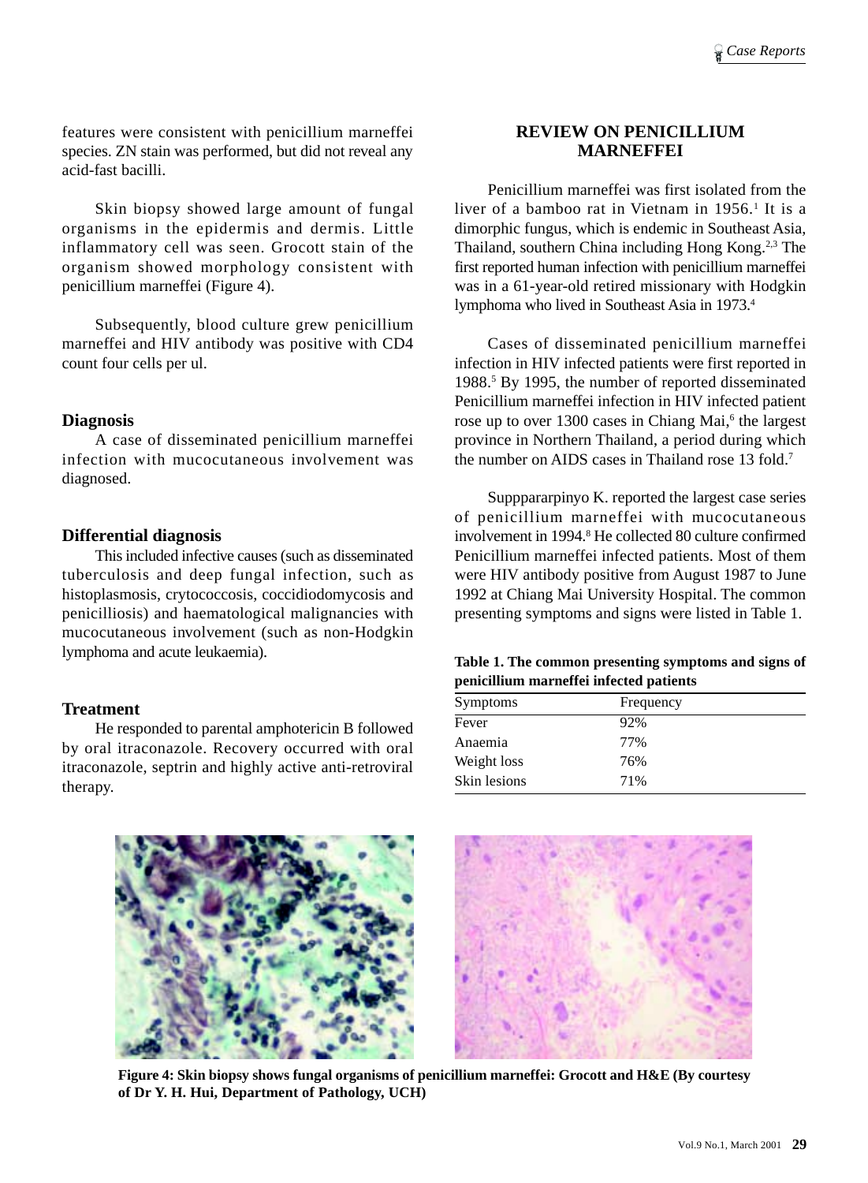features were consistent with penicillium marneffei species. ZN stain was performed, but did not reveal any acid-fast bacilli.

Skin biopsy showed large amount of fungal organisms in the epidermis and dermis. Little inflammatory cell was seen. Grocott stain of the organism showed morphology consistent with penicillium marneffei (Figure 4).

Subsequently, blood culture grew penicillium marneffei and HIV antibody was positive with CD4 count four cells per ul.

### Diagnosis

A case of disseminated penicillium marneffei infection with mucocutaneous involvement was diagnosed.

### Differential diagnosis

This included infective causes (such as disseminated tuberculosis and deep fungal infection, such as histoplasmosis, crytococcosis, coccidiodomycosis and penicilliosis) and haematological malignancies with mucocutaneous involvement (such as non-Hodgkin lymphoma and acute leukaemia).

### Treatment

He responded to parental amphotericin B followed by oral itraconazole. Recovery occurred with oral itraconazole, septrin and highly active anti-retroviral therapy.

## REVIEW ON PENICILLIUM MARNEFFEI

Penicillium marneffei was first isolated from the liver of a bamboo rat in Vietnam in 1956.[1] It is a dimorphic fungus, which is endemic in Southeast Asia, Thailand, southern China including Hong Kong.[2,3] The first reported human infection with penicillium marneffei was in a 61-year-old retired missionary with Hodgkin lymphoma who lived in Southeast Asia in 1973.[4]

Cases of disseminated penicillium marneffei infection in HIV infected patients were first reported in 1988.[5] By 1995, the number of reported disseminated Penicillium marneffei infection in HIV infected patient rose up to over 1300 cases in Chiang Mai,[6] the largest province in Northern Thailand, a period during which the number on AIDS cases in Thailand rose 13 fold.[7]

Supppararpinyo K. reported the largest case series of penicillium marneffei with mucocutaneous involvement in 1994.[8] He collected 80 culture confirmed Penicillium marneffei infected patients. Most of them were HIV antibody positive from August 1987 to June 1992 at Chiang Mai University Hospital. The common presenting symptoms and signs were listed in Table 1.

**Table 1. The common presenting symptoms and signs of penicillium marneffei infected patients**

| Symptoms | Frequency |
|---|---|
| Fever | 92% |
| Anaemia | 77% |
| Weight loss | 76% |
| Skin lesions | 71% |

**Figure 4: Skin biopsy shows fungal organisms of penicillium marneffei: Grocott and H&E (By courtesy of Dr Y. H. Hui, Department of Pathology, UCH)**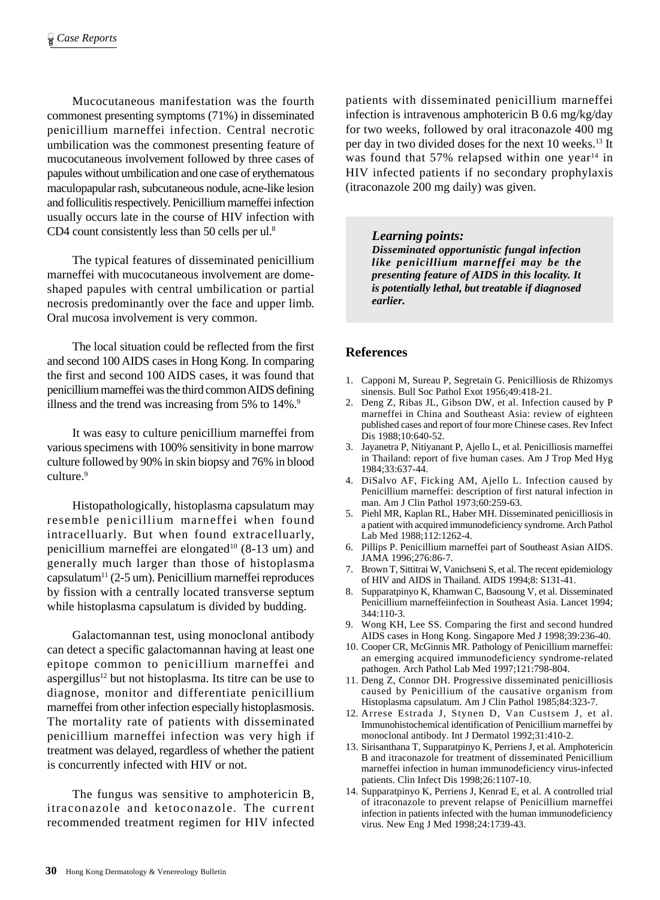Mucocutaneous manifestation was the fourth commonest presenting symptoms (71%) in disseminated penicillium marneffei infection. Central necrotic umbilication was the commonest presenting feature of mucocutaneous involvement followed by three cases of papules without umbilication and one case of erythematous maculopapular rash, subcutaneous nodule, acne-like lesion and folliculitis respectively. Penicillium marneffei infection usually occurs late in the course of HIV infection with CD4 count consistently less than 50 cells per ul.[8]

The typical features of disseminated penicillium marneffei with mucocutaneous involvement are dome-shaped papules with central umbilication or partial necrosis predominantly over the face and upper limb. Oral mucosa involvement is very common.

The local situation could be reflected from the first and second 100 AIDS cases in Hong Kong. In comparing the first and second 100 AIDS cases, it was found that penicillium marneffei was the third common AIDS defining illness and the trend was increasing from 5% to 14%.[9]

It was easy to culture penicillium marneffei from various specimens with 100% sensitivity in bone marrow culture followed by 90% in skin biopsy and 76% in blood culture.[9]

Histopathologically, histoplasma capsulatum may resemble penicillium marneffei when found intracelluarly. But when found extracelluarly, penicillium marneffei are elongated[10] (8-13 um) and generally much larger than those of histoplasma capsulatum[11] (2-5 um). Penicillium marneffei reproduces by fission with a centrally located transverse septum while histoplasma capsulatum is divided by budding.

Galactomannan test, using monoclonal antibody can detect a specific galactomannan having at least one epitope common to penicillium marneffei and aspergillus[12] but not histoplasma. Its titre can be use to diagnose, monitor and differentiate penicillium marneffei from other infection especially histoplasmosis. The mortality rate of patients with disseminated penicillium marneffei infection was very high if treatment was delayed, regardless of whether the patient is concurrently infected with HIV or not.

The fungus was sensitive to amphotericin B, itraconazole and ketoconazole. The current recommended treatment regimen for HIV infected patients with disseminated penicillium marneffei infection is intravenous amphotericin B 0.6 mg/kg/day for two weeks, followed by oral itraconazole 400 mg per day in two divided doses for the next 10 weeks.[13] It was found that 57% relapsed within one year[14] in HIV infected patients if no secondary prophylaxis (itraconazole 200 mg daily) was given.

> ***Learning points:***
> ***Disseminated opportunistic fungal infection like penicillium marneffei may be the presenting feature of AIDS in this locality. It is potentially lethal, but treatable if diagnosed earlier.***

## References

1. Capponi M, Sureau P, Segretain G. Penicilliosis de Rhizomys sinensis. Bull Soc Pathol Exot 1956;49:418-21.
2. Deng Z, Ribas JL, Gibson DW, et al. Infection caused by P marneffei in China and Southeast Asia: review of eighteen published cases and report of four more Chinese cases. Rev Infect Dis 1988;10:640-52.
3. Jayanetra P, Nitiyanant P, Ajello L, et al. Penicilliosis marneffei in Thailand: report of five human cases. Am J Trop Med Hyg 1984;33:637-44.
4. DiSalvo AF, Ficking AM, Ajello L. Infection caused by Penicillium marneffei: description of first natural infection in man. Am J Clin Pathol 1973;60:259-63.
5. Piehl MR, Kaplan RL, Haber MH. Disseminated penicilliosis in a patient with acquired immunodeficiency syndrome. Arch Pathol Lab Med 1988;112:1262-4.
6. Pillips P. Penicillium marneffei part of Southeast Asian AIDS. JAMA 1996;276:86-7.
7. Brown T, Sittitrai W, Vanichseni S, et al. The recent epidemiology of HIV and AIDS in Thailand. AIDS 1994;8: S131-41.
8. Supparatpinyo K, Khamwan C, Baosoung V, et al. Disseminated Penicillium marneffeiinfection in Southeast Asia. Lancet 1994; 344:110-3.
9. Wong KH, Lee SS. Comparing the first and second hundred AIDS cases in Hong Kong. Singapore Med J 1998;39:236-40.
10. Cooper CR, McGinnis MR. Pathology of Penicillium marneffei: an emerging acquired immunodeficiency syndrome-related pathogen. Arch Pathol Lab Med 1997;121:798-804.
11. Deng Z, Connor DH. Progressive disseminated penicilliosis caused by Penicillium of the causative organism from Histoplasma capsulatum. Am J Clin Pathol 1985;84:323-7.
12. Arrese Estrada J, Stynen D, Van Custsem J, et al. Immunohistochemical identification of Penicillium marneffei by monoclonal antibody. Int J Dermatol 1992;31:410-2.
13. Sirisanthana T, Supparatpinyo K, Perriens J, et al. Amphotericin B and itraconazole for treatment of disseminated Penicillium marneffei infection in human immunodeficiency virus-infected patients. Clin Infect Dis 1998;26:1107-10.
14. Supparatpinyo K, Perriens J, Kenrad E, et al. A controlled trial of itraconazole to prevent relapse of Penicillium marneffei infection in patients infected with the human immunodeficiency virus. New Eng J Med 1998;24:1739-43.